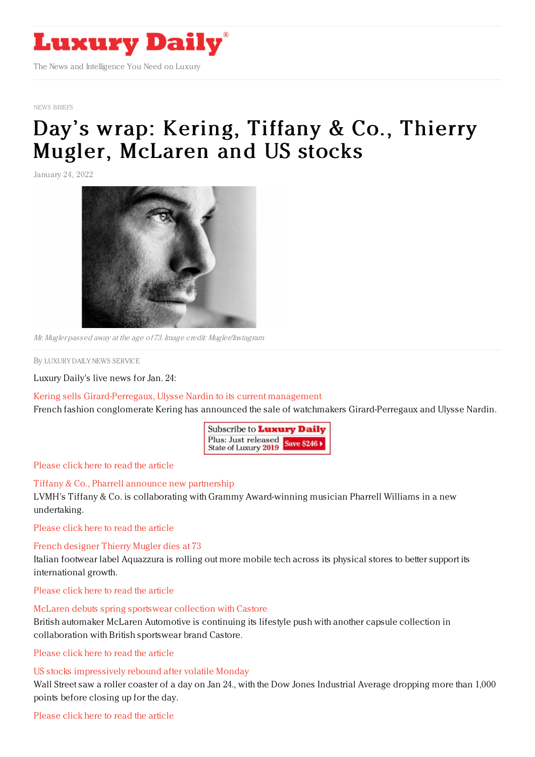Luxury Daily

The News and Intelligence You Need on Luxury

NEWS BRIEFS

# Day's wrap: Kering, Tiffany & Co., Thierry Mugler, McLaren and US stocks

January 24, 2022

*Mr. Mugler passed away at the age of 73. Image credit: Mugler/Instagram*

By LUXURY DAILY NEWS SERVICE

Luxury Daily's live news for Jan. 24:

**Kering sells Girard-Perregaux, Ulysse Nardin to its current management**

French fashion conglomerate Kering has announced the sale of watchmakers Girard-Perregaux and Ulysse Nardin.

Please click here to read the article

**Tiffany & Co., Pharrell announce new partnership**

LVMH's Tiffany & Co. is collaborating with Grammy Award-winning musician Pharrell Williams in a new undertaking.

Please click here to read the article

**French designer Thierry Mugler dies at 73**

Italian footwear label Aquazzura is rolling out more mobile tech across its physical stores to better support its international growth.

Please click here to read the article

**McLaren debuts spring sportswear collection with Castore**

British automaker McLaren Automotive is continuing its lifestyle push with another capsule collection in collaboration with British sportswear brand Castore.

Please click here to read the article

**US stocks impressively rebound after volatile Monday**

Wall Street saw a roller coaster of a day on Jan 24., with the Dow Jones Industrial Average dropping more than 1,000 points before closing up for the day.

Please click here to read the article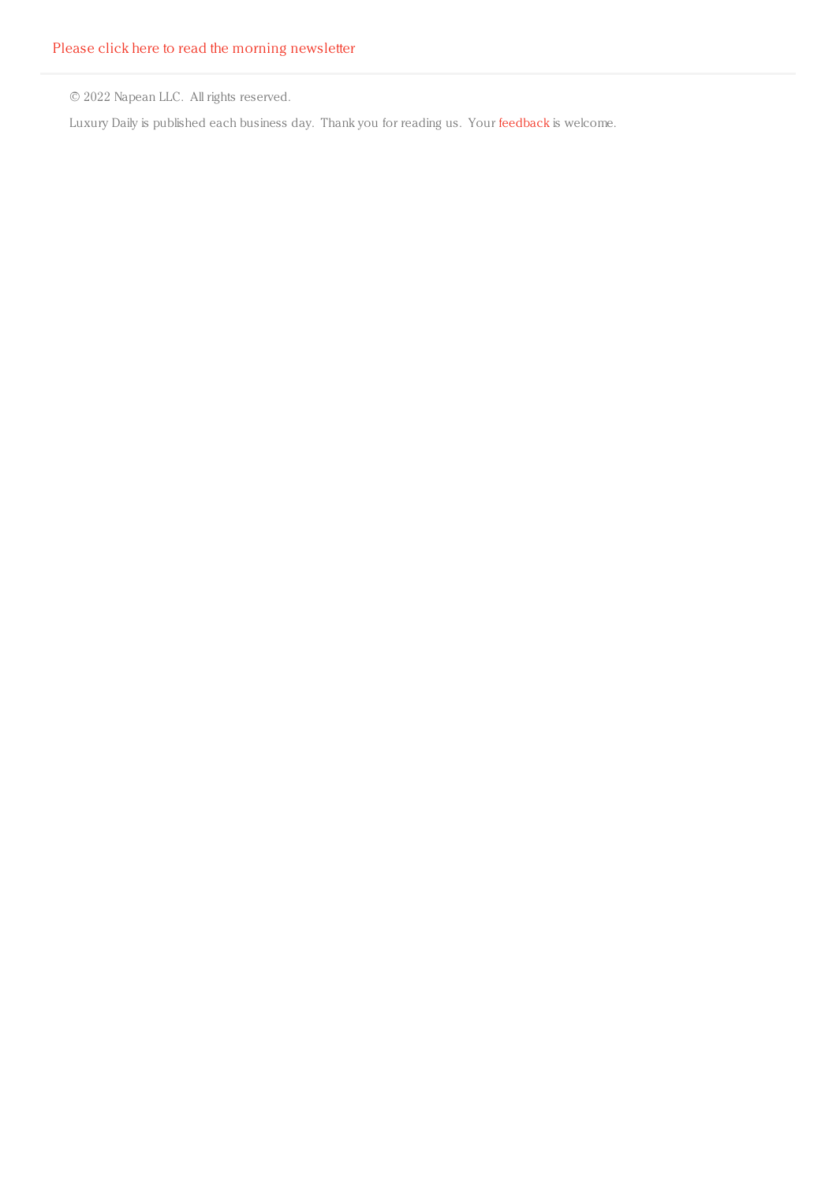Please click here to read the morning newsletter

© 2022 Napean LLC. All rights reserved.

Luxury Daily is published each business day. Thank you for reading us. Your feedback is welcome.